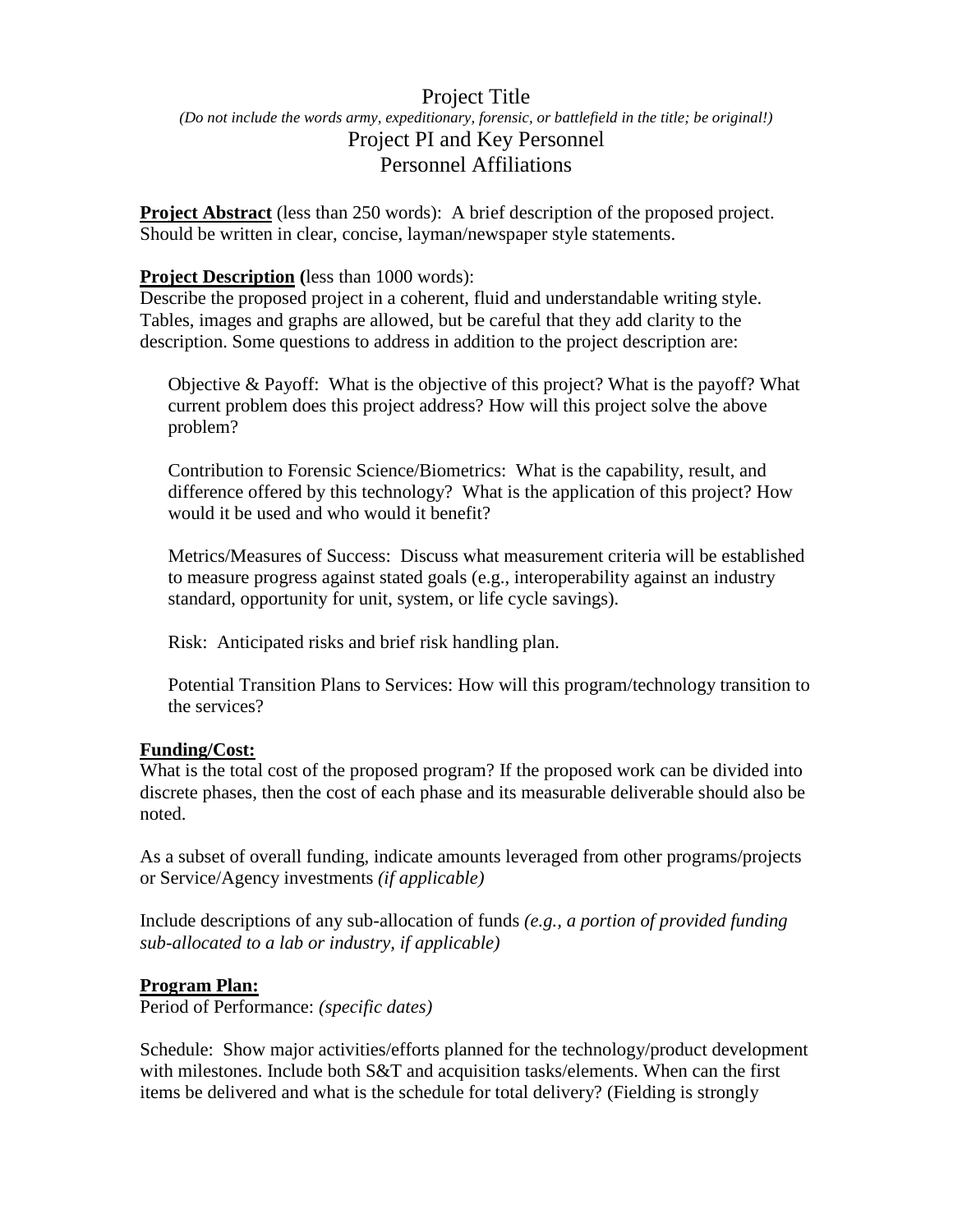# Project Title

*(Do not include the words army, expeditionary, forensic, or battlefield in the title; be original!)*

## Project PI and Key Personnel

## Personnel Affiliations

**Project Abstract** (less than 250 words): A brief description of the proposed project. Should be written in clear, concise, layman/newspaper style statements.

**Project Description (**less than 1000 words):
Describe the proposed project in a coherent, fluid and understandable writing style. Tables, images and graphs are allowed, but be careful that they add clarity to the description. Some questions to address in addition to the project description are:

Objective & Payoff: What is the objective of this project? What is the payoff? What current problem does this project address? How will this project solve the above problem?

Contribution to Forensic Science/Biometrics: What is the capability, result, and difference offered by this technology? What is the application of this project? How would it be used and who would it benefit?

Metrics/Measures of Success: Discuss what measurement criteria will be established to measure progress against stated goals (e.g., interoperability against an industry standard, opportunity for unit, system, or life cycle savings).

Risk: Anticipated risks and brief risk handling plan.

Potential Transition Plans to Services: How will this program/technology transition to the services?

**Funding/Cost:**

What is the total cost of the proposed program? If the proposed work can be divided into discrete phases, then the cost of each phase and its measurable deliverable should also be noted.

As a subset of overall funding, indicate amounts leveraged from other programs/projects or Service/Agency investments *(if applicable)*

Include descriptions of any sub-allocation of funds *(e.g., a portion of provided funding sub-allocated to a lab or industry, if applicable)*

**Program Plan:**

Period of Performance: *(specific dates)*

Schedule: Show major activities/efforts planned for the technology/product development with milestones. Include both S&T and acquisition tasks/elements. When can the first items be delivered and what is the schedule for total delivery? (Fielding is strongly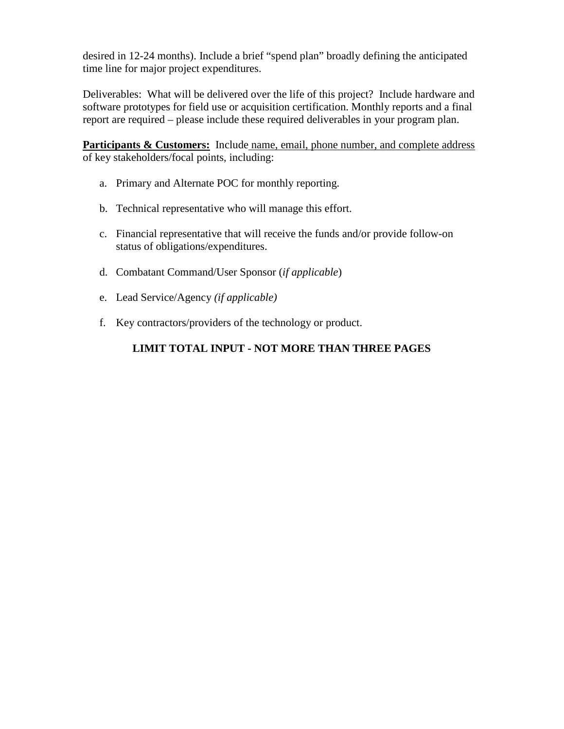desired in 12-24 months). Include a brief "spend plan" broadly defining the anticipated time line for major project expenditures.

Deliverables: What will be delivered over the life of this project? Include hardware and software prototypes for field use or acquisition certification. Monthly reports and a final report are required – please include these required deliverables in your program plan.

**Participants & Customers:** Include name, email, phone number, and complete address of key stakeholders/focal points, including:

a. Primary and Alternate POC for monthly reporting.

b. Technical representative who will manage this effort.

c. Financial representative that will receive the funds and/or provide follow-on status of obligations/expenditures.

d. Combatant Command/User Sponsor (*if applicable*)

e. Lead Service/Agency *(if applicable)*

f. Key contractors/providers of the technology or product.

**LIMIT TOTAL INPUT - NOT MORE THAN THREE PAGES**